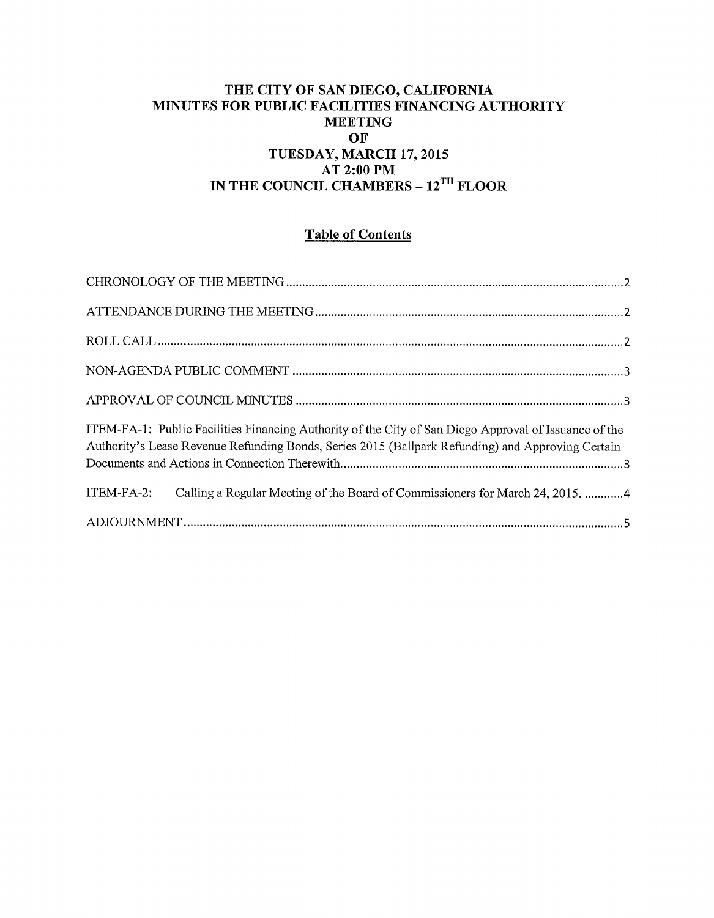# THE CITY OF SAN DIEGO, CALIFORNIA
# MINUTES FOR PUBLIC FACILITIES FINANCING AUTHORITY MEETING OF TUESDAY, MARCH 17, 2015 AT 2:00 PM IN THE COUNCIL CHAMBERS – 12TH FLOOR

## Table of Contents

CHRONOLOGY OF THE MEETING .......... 2

ATTENDANCE DURING THE MEETING .......... 2

ROLL CALL .......... 2

NON-AGENDA PUBLIC COMMENT .......... 3

APPROVAL OF COUNCIL MINUTES .......... 3

ITEM-FA-1: Public Facilities Financing Authority of the City of San Diego Approval of Issuance of the Authority's Lease Revenue Refunding Bonds, Series 2015 (Ballpark Refunding) and Approving Certain Documents and Actions in Connection Therewith .......... 3

ITEM-FA-2: Calling a Regular Meeting of the Board of Commissioners for March 24, 2015. .......... 4

ADJOURNMENT .......... 5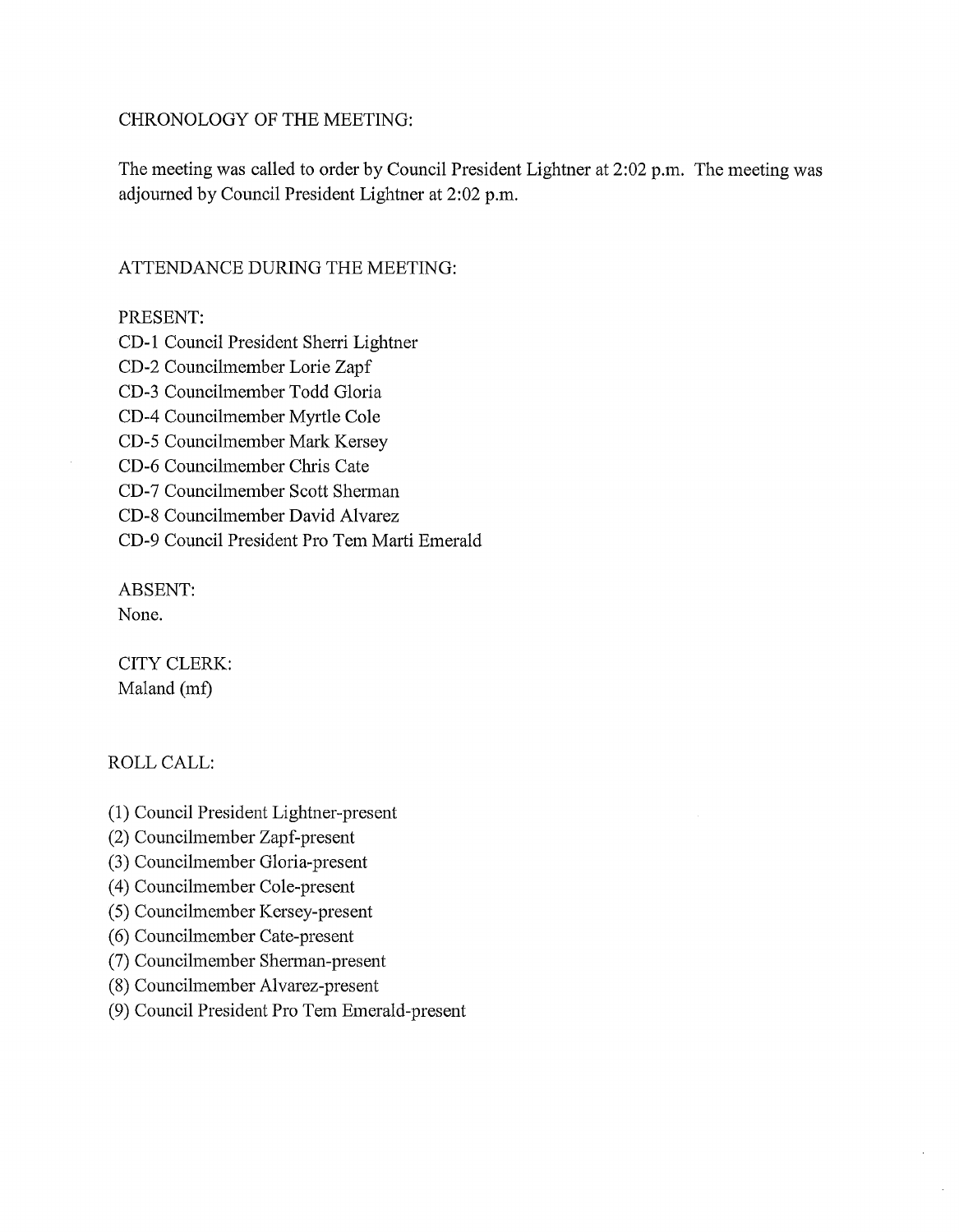CHRONOLOGY OF THE MEETING:

The meeting was called to order by Council President Lightner at 2:02 p.m. The meeting was adjourned by Council President Lightner at 2:02 p.m.

ATTENDANCE DURING THE MEETING:

PRESENT:
CD-1 Council President Sherri Lightner
CD-2 Councilmember Lorie Zapf
CD-3 Councilmember Todd Gloria
CD-4 Councilmember Myrtle Cole
CD-5 Councilmember Mark Kersey
CD-6 Councilmember Chris Cate
CD-7 Councilmember Scott Sherman
CD-8 Councilmember David Alvarez
CD-9 Council President Pro Tem Marti Emerald

ABSENT:
None.

CITY CLERK:
Maland (mf)

ROLL CALL:

(1) Council President Lightner-present
(2) Councilmember Zapf-present
(3) Councilmember Gloria-present
(4) Councilmember Cole-present
(5) Councilmember Kersey-present
(6) Councilmember Cate-present
(7) Councilmember Sherman-present
(8) Councilmember Alvarez-present
(9) Council President Pro Tem Emerald-present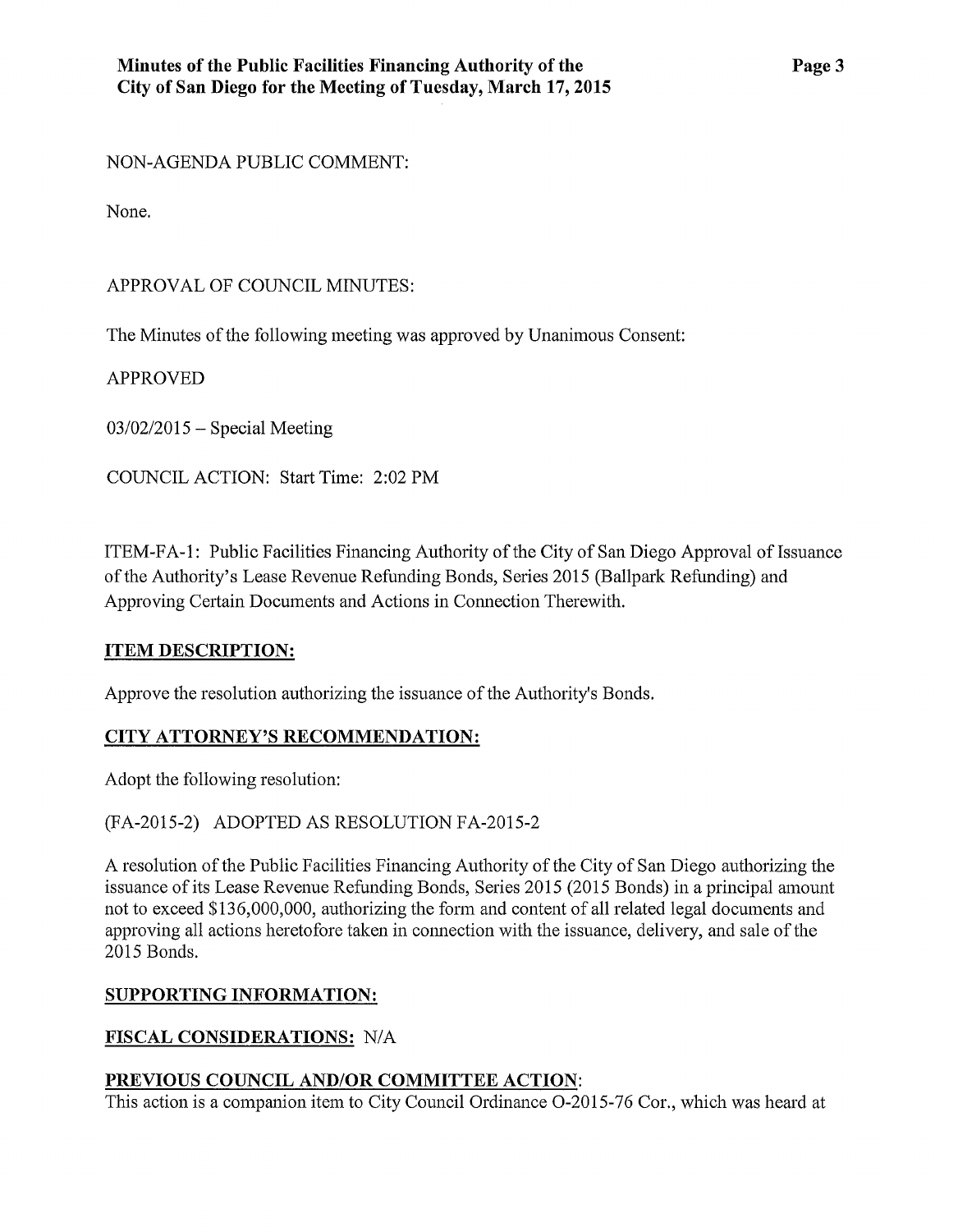NON-AGENDA PUBLIC COMMENT:

None.

APPROVAL OF COUNCIL MINUTES:

The Minutes of the following meeting was approved by Unanimous Consent:

APPROVED

03/02/2015 – Special Meeting

COUNCIL ACTION: Start Time: 2:02 PM

ITEM-FA-1: Public Facilities Financing Authority of the City of San Diego Approval of Issuance of the Authority's Lease Revenue Refunding Bonds, Series 2015 (Ballpark Refunding) and Approving Certain Documents and Actions in Connection Therewith.

**ITEM DESCRIPTION:**

Approve the resolution authorizing the issuance of the Authority's Bonds.

**CITY ATTORNEY'S RECOMMENDATION:**

Adopt the following resolution:

(FA-2015-2) ADOPTED AS RESOLUTION FA-2015-2

A resolution of the Public Facilities Financing Authority of the City of San Diego authorizing the issuance of its Lease Revenue Refunding Bonds, Series 2015 (2015 Bonds) in a principal amount not to exceed $136,000,000, authorizing the form and content of all related legal documents and approving all actions heretofore taken in connection with the issuance, delivery, and sale of the 2015 Bonds.

**SUPPORTING INFORMATION:**

**FISCAL CONSIDERATIONS:** N/A

**PREVIOUS COUNCIL AND/OR COMMITTEE ACTION**:
This action is a companion item to City Council Ordinance O-2015-76 Cor., which was heard at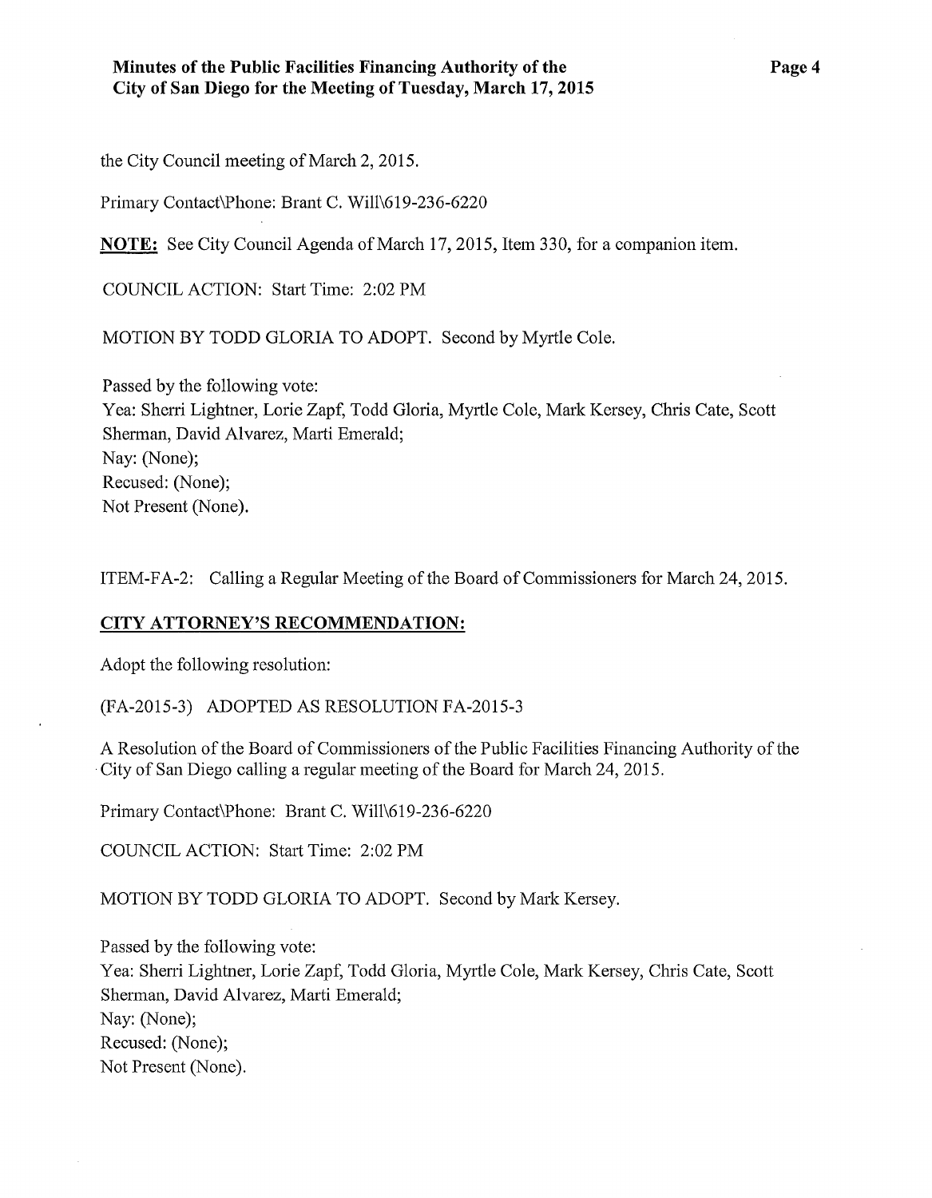the City Council meeting of March 2, 2015.

Primary Contact\Phone: Brant C. Will\619-236-6220

**NOTE:** See City Council Agenda of March 17, 2015, Item 330, for a companion item.

COUNCIL ACTION: Start Time: 2:02 PM

MOTION BY TODD GLORIA TO ADOPT. Second by Myrtle Cole.

Passed by the following vote:
Yea: Sherri Lightner, Lorie Zapf, Todd Gloria, Myrtle Cole, Mark Kersey, Chris Cate, Scott Sherman, David Alvarez, Marti Emerald;
Nay: (None);
Recused: (None);
Not Present (None).

ITEM-FA-2: Calling a Regular Meeting of the Board of Commissioners for March 24, 2015.

**CITY ATTORNEY'S RECOMMENDATION:**

Adopt the following resolution:

(FA-2015-3) ADOPTED AS RESOLUTION FA-2015-3

A Resolution of the Board of Commissioners of the Public Facilities Financing Authority of the City of San Diego calling a regular meeting of the Board for March 24, 2015.

Primary Contact\Phone: Brant C. Will\619-236-6220

COUNCIL ACTION: Start Time: 2:02 PM

MOTION BY TODD GLORIA TO ADOPT. Second by Mark Kersey.

Passed by the following vote:
Yea: Sherri Lightner, Lorie Zapf, Todd Gloria, Myrtle Cole, Mark Kersey, Chris Cate, Scott Sherman, David Alvarez, Marti Emerald;
Nay: (None);
Recused: (None);
Not Present (None).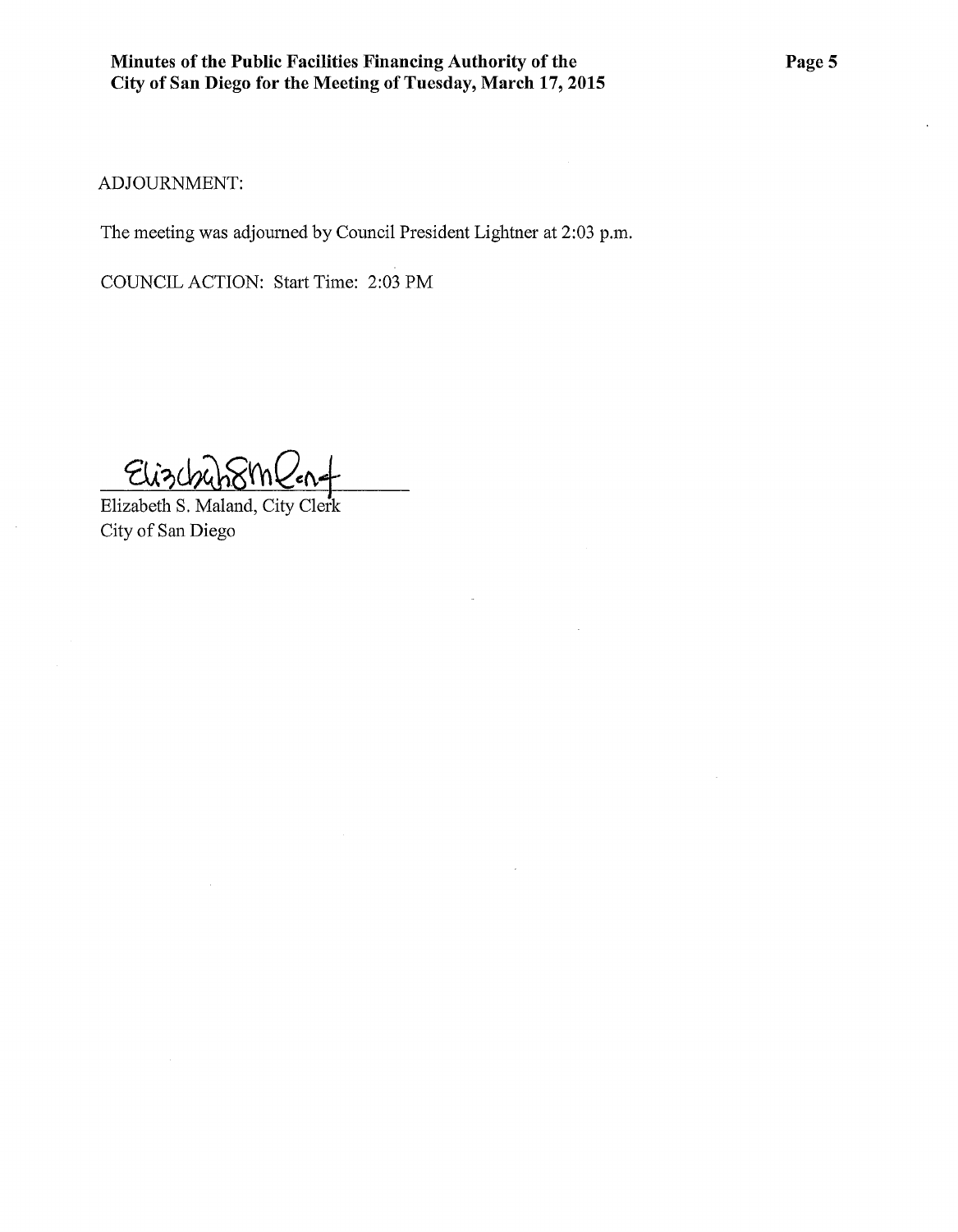ADJOURNMENT:

The meeting was adjourned by Council President Lightner at 2:03 p.m.

COUNCIL ACTION: Start Time: 2:03 PM

Elizabeth S. Maland, City Clerk
City of San Diego